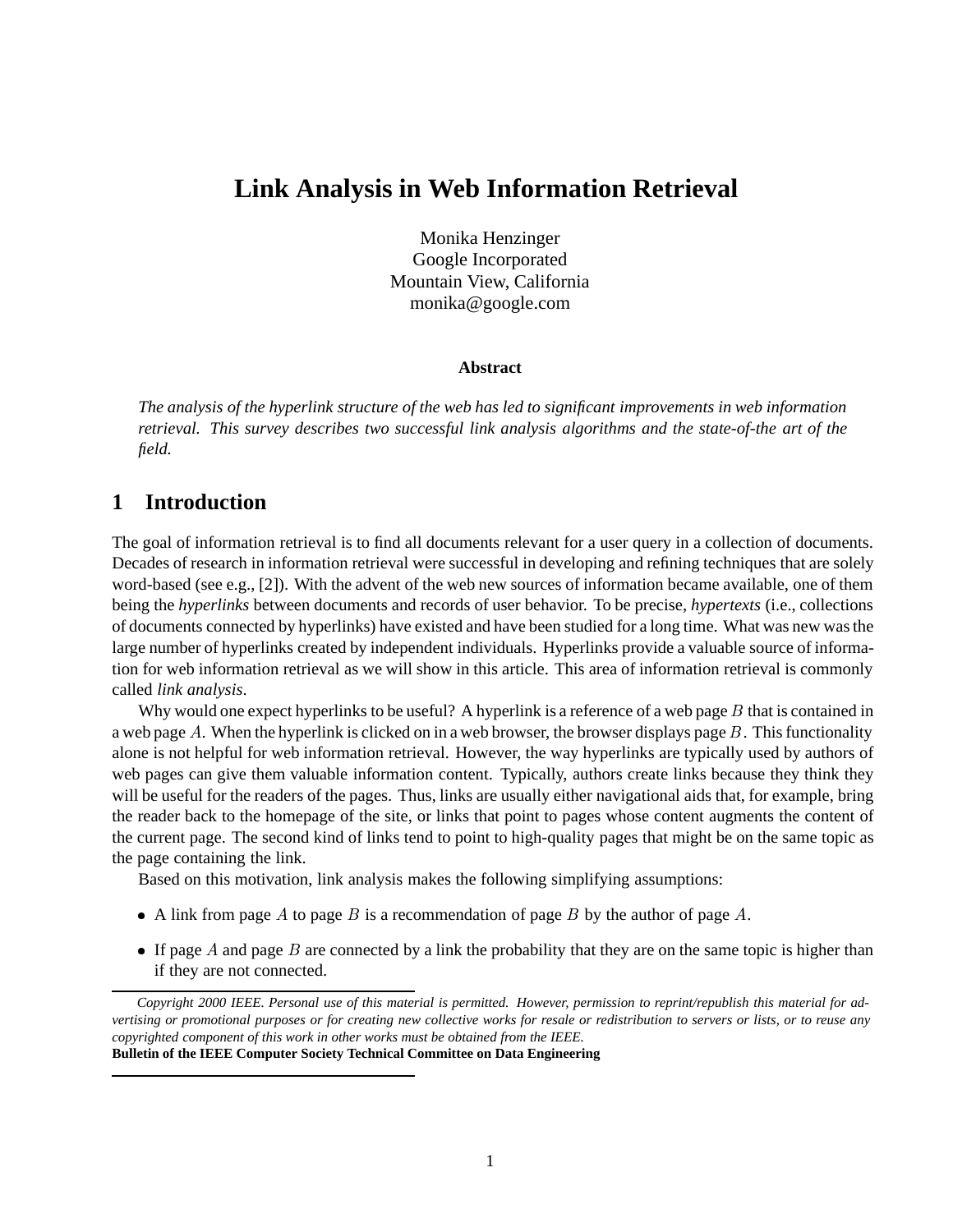# Link Analysis in Web Information Retrieval

Monika Henzinger
Google Incorporated
Mountain View, California
monika@google.com

**Abstract**

*The analysis of the hyperlink structure of the web has led to significant improvements in web information retrieval. This survey describes two successful link analysis algorithms and the state-of-the art of the field.*

## 1 Introduction

The goal of information retrieval is to find all documents relevant for a user query in a collection of documents. Decades of research in information retrieval were successful in developing and refining techniques that are solely word-based (see e.g., [2]). With the advent of the web new sources of information became available, one of them being the *hyperlinks* between documents and records of user behavior. To be precise, *hypertexts* (i.e., collections of documents connected by hyperlinks) have existed and have been studied for a long time. What was new was the large number of hyperlinks created by independent individuals. Hyperlinks provide a valuable source of information for web information retrieval as we will show in this article. This area of information retrieval is commonly called *link analysis*.

Why would one expect hyperlinks to be useful? A hyperlink is a reference of a web page $B$ that is contained in a web page $A$. When the hyperlink is clicked on in a web browser, the browser displays page $B$. This functionality alone is not helpful for web information retrieval. However, the way hyperlinks are typically used by authors of web pages can give them valuable information content. Typically, authors create links because they think they will be useful for the readers of the pages. Thus, links are usually either navigational aids that, for example, bring the reader back to the homepage of the site, or links that point to pages whose content augments the content of the current page. The second kind of links tend to point to high-quality pages that might be on the same topic as the page containing the link.

Based on this motivation, link analysis makes the following simplifying assumptions:

- A link from page $A$ to page $B$ is a recommendation of page $B$ by the author of page $A$.
- If page $A$ and page $B$ are connected by a link the probability that they are on the same topic is higher than if they are not connected.

*Copyright 2000 IEEE. Personal use of this material is permitted. However, permission to reprint/republish this material for advertising or promotional purposes or for creating new collective works for resale or redistribution to servers or lists, or to reuse any copyrighted component of this work in other works must be obtained from the IEEE.*
**Bulletin of the IEEE Computer Society Technical Committee on Data Engineering**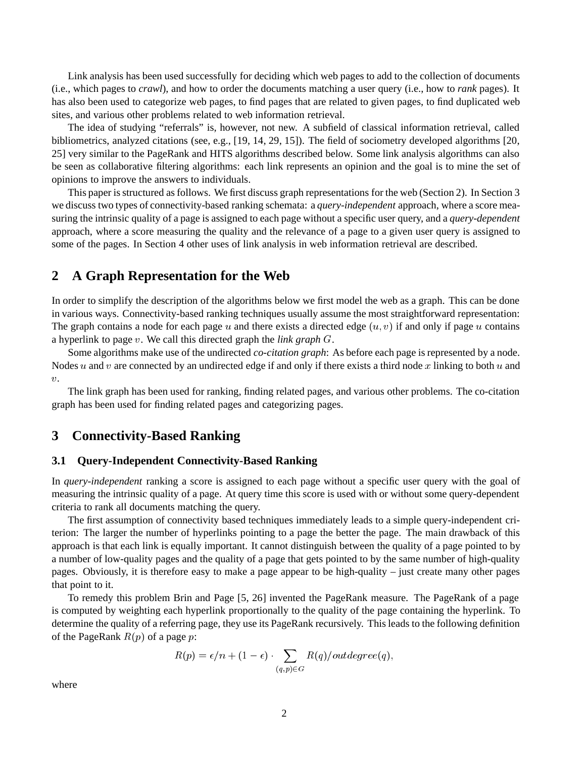Link analysis has been used successfully for deciding which web pages to add to the collection of documents (i.e., which pages to *crawl*), and how to order the documents matching a user query (i.e., how to *rank* pages). It has also been used to categorize web pages, to find pages that are related to given pages, to find duplicated web sites, and various other problems related to web information retrieval.

The idea of studying "referrals" is, however, not new. A subfield of classical information retrieval, called bibliometrics, analyzed citations (see, e.g., [19, 14, 29, 15]). The field of sociometry developed algorithms [20, 25] very similar to the PageRank and HITS algorithms described below. Some link analysis algorithms can also be seen as collaborative filtering algorithms: each link represents an opinion and the goal is to mine the set of opinions to improve the answers to individuals.

This paper is structured as follows. We first discuss graph representations for the web (Section 2). In Section 3 we discuss two types of connectivity-based ranking schemata: a *query-independent* approach, where a score measuring the intrinsic quality of a page is assigned to each page without a specific user query, and a *query-dependent* approach, where a score measuring the quality and the relevance of a page to a given user query is assigned to some of the pages. In Section 4 other uses of link analysis in web information retrieval are described.

## 2 A Graph Representation for the Web

In order to simplify the description of the algorithms below we first model the web as a graph. This can be done in various ways. Connectivity-based ranking techniques usually assume the most straightforward representation: The graph contains a node for each page $u$ and there exists a directed edge $(u, v)$ if and only if page $u$ contains a hyperlink to page $v$. We call this directed graph the *link graph* $G$.

Some algorithms make use of the undirected *co-citation graph*: As before each page is represented by a node. Nodes $u$ and $v$ are connected by an undirected edge if and only if there exists a third node $x$ linking to both $u$ and $v$.

The link graph has been used for ranking, finding related pages, and various other problems. The co-citation graph has been used for finding related pages and categorizing pages.

## 3 Connectivity-Based Ranking

### 3.1 Query-Independent Connectivity-Based Ranking

In *query-independent* ranking a score is assigned to each page without a specific user query with the goal of measuring the intrinsic quality of a page. At query time this score is used with or without some query-dependent criteria to rank all documents matching the query.

The first assumption of connectivity based techniques immediately leads to a simple query-independent criterion: The larger the number of hyperlinks pointing to a page the better the page. The main drawback of this approach is that each link is equally important. It cannot distinguish between the quality of a page pointed to by a number of low-quality pages and the quality of a page that gets pointed to by the same number of high-quality pages. Obviously, it is therefore easy to make a page appear to be high-quality – just create many other pages that point to it.

To remedy this problem Brin and Page [5, 26] invented the PageRank measure. The PageRank of a page is computed by weighting each hyperlink proportionally to the quality of the page containing the hyperlink. To determine the quality of a referring page, they use its PageRank recursively. This leads to the following definition of the PageRank $R(p)$ of a page $p$:

$$R(p) = \epsilon/n + (1 - \epsilon) \cdot \sum_{(q,p) \in G} R(q)/outdegree(q),$$

where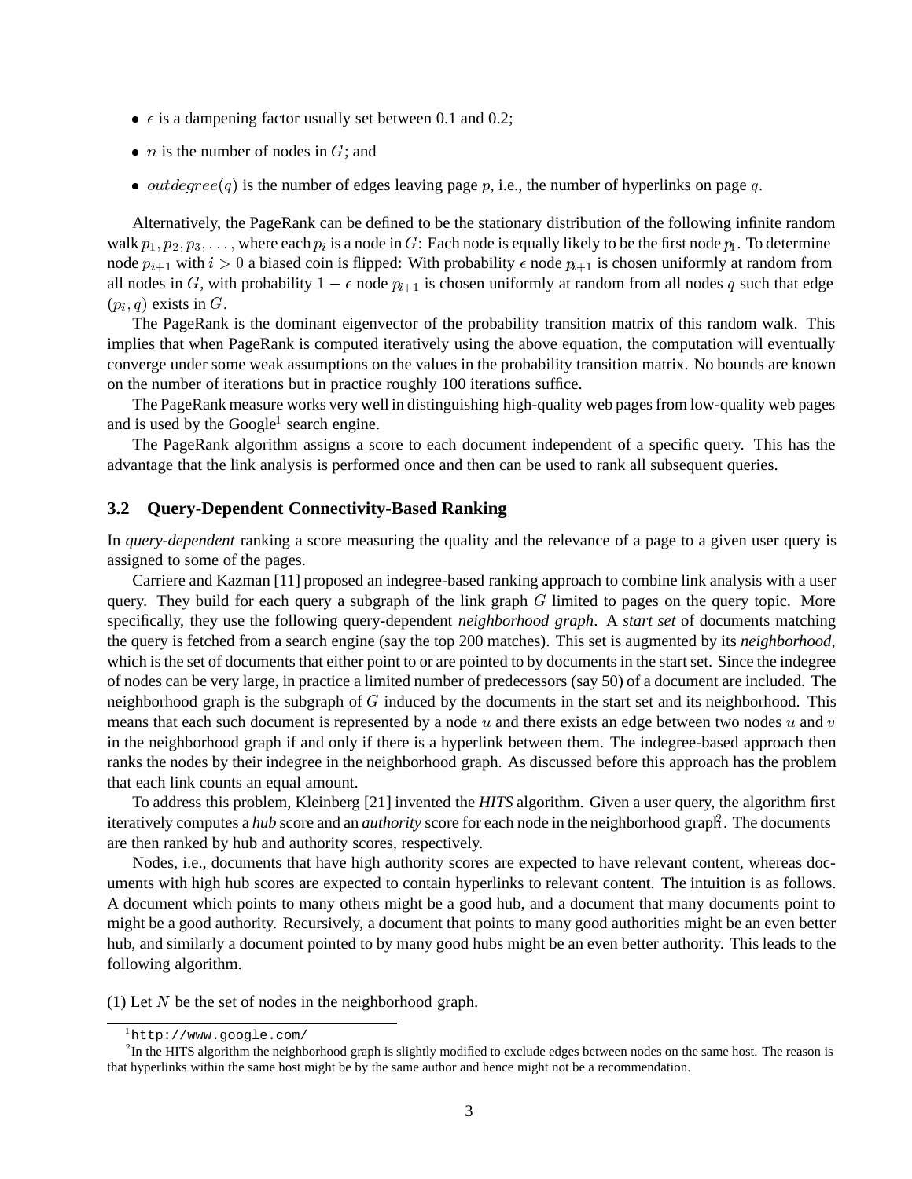- $\epsilon$ is a dampening factor usually set between 0.1 and 0.2;
- $n$ is the number of nodes in $G$; and
- $outdegree(q)$ is the number of edges leaving page $p$, i.e., the number of hyperlinks on page $q$.

Alternatively, the PageRank can be defined to be the stationary distribution of the following infinite random walk $p_1, p_2, p_3, \ldots$, where each $p_i$ is a node in $G$: Each node is equally likely to be the first node $p_1$. To determine node $p_{i+1}$ with $i > 0$ a biased coin is flipped: With probability $\epsilon$ node $p_{i+1}$ is chosen uniformly at random from all nodes in $G$, with probability $1 - \epsilon$ node $p_{i+1}$ is chosen uniformly at random from all nodes $q$ such that edge $(p_i, q)$ exists in $G$.

The PageRank is the dominant eigenvector of the probability transition matrix of this random walk. This implies that when PageRank is computed iteratively using the above equation, the computation will eventually converge under some weak assumptions on the values in the probability transition matrix. No bounds are known on the number of iterations but in practice roughly 100 iterations suffice.

The PageRank measure works very well in distinguishing high-quality web pages from low-quality web pages and is used by the Google[1] search engine.

The PageRank algorithm assigns a score to each document independent of a specific query. This has the advantage that the link analysis is performed once and then can be used to rank all subsequent queries.

### 3.2 Query-Dependent Connectivity-Based Ranking

In *query-dependent* ranking a score measuring the quality and the relevance of a page to a given user query is assigned to some of the pages.

Carriere and Kazman [11] proposed an indegree-based ranking approach to combine link analysis with a user query. They build for each query a subgraph of the link graph $G$ limited to pages on the query topic. More specifically, they use the following query-dependent *neighborhood graph*. A *start set* of documents matching the query is fetched from a search engine (say the top 200 matches). This set is augmented by its *neighborhood*, which is the set of documents that either point to or are pointed to by documents in the start set. Since the indegree of nodes can be very large, in practice a limited number of predecessors (say 50) of a document are included. The neighborhood graph is the subgraph of $G$ induced by the documents in the start set and its neighborhood. This means that each such document is represented by a node $u$ and there exists an edge between two nodes $u$ and $v$ in the neighborhood graph if and only if there is a hyperlink between them. The indegree-based approach then ranks the nodes by their indegree in the neighborhood graph. As discussed before this approach has the problem that each link counts an equal amount.

To address this problem, Kleinberg [21] invented the *HITS* algorithm. Given a user query, the algorithm first iteratively computes a *hub* score and an *authority* score for each node in the neighborhood graph[2]. The documents are then ranked by hub and authority scores, respectively.

Nodes, i.e., documents that have high authority scores are expected to have relevant content, whereas documents with high hub scores are expected to contain hyperlinks to relevant content. The intuition is as follows. A document which points to many others might be a good hub, and a document that many documents point to might be a good authority. Recursively, a document that points to many good authorities might be an even better hub, and similarly a document pointed to by many good hubs might be an even better authority. This leads to the following algorithm.

(1) Let $N$ be the set of nodes in the neighborhood graph.

[1] http://www.google.com/

[2] In the HITS algorithm the neighborhood graph is slightly modified to exclude edges between nodes on the same host. The reason is that hyperlinks within the same host might be by the same author and hence might not be a recommendation.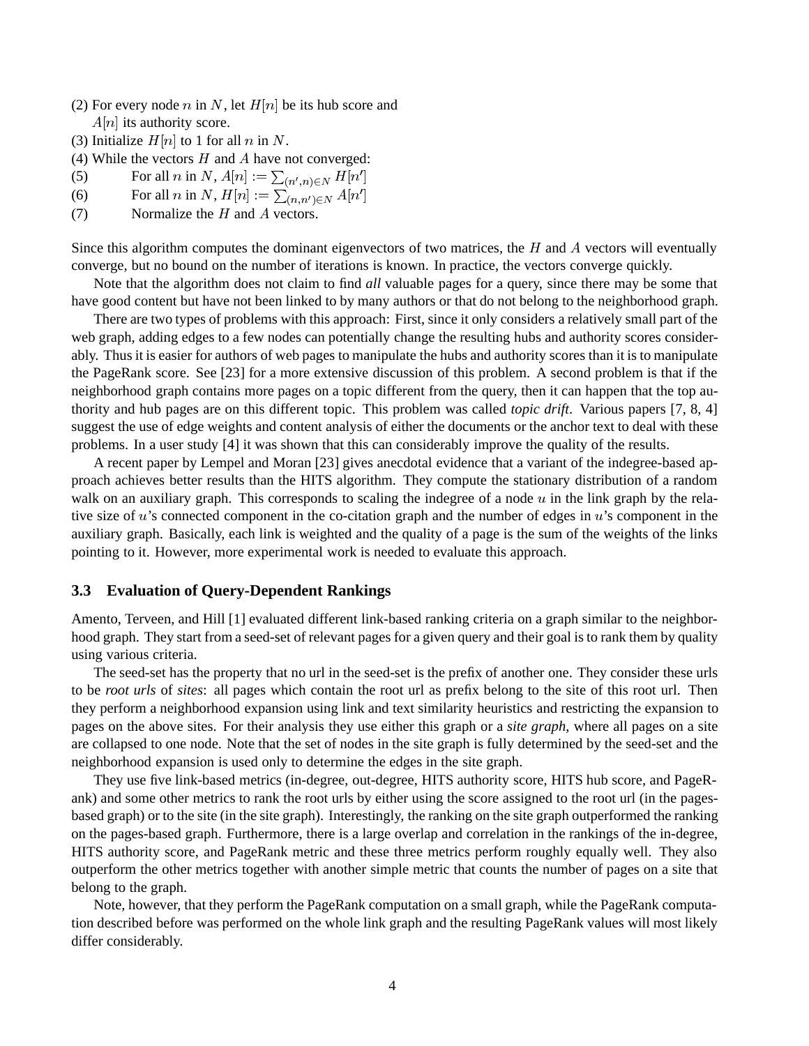(2) For every node $n$ in $N$, let $H[n]$ be its hub score and $A[n]$ its authority score.
(3) Initialize $H[n]$ to 1 for all $n$ in $N$.
(4) While the vectors $H$ and $A$ have not converged:
(5) For all $n$ in $N$, $A[n] := \sum_{(n',n) \in N} H[n']$
(6) For all $n$ in $N$, $H[n] := \sum_{(n,n') \in N} A[n']$
(7) Normalize the $H$ and $A$ vectors.

Since this algorithm computes the dominant eigenvectors of two matrices, the $H$ and $A$ vectors will eventually converge, but no bound on the number of iterations is known. In practice, the vectors converge quickly.

Note that the algorithm does not claim to find *all* valuable pages for a query, since there may be some that have good content but have not been linked to by many authors or that do not belong to the neighborhood graph.

There are two types of problems with this approach: First, since it only considers a relatively small part of the web graph, adding edges to a few nodes can potentially change the resulting hubs and authority scores considerably. Thus it is easier for authors of web pages to manipulate the hubs and authority scores than it is to manipulate the PageRank score. See [23] for a more extensive discussion of this problem. A second problem is that if the neighborhood graph contains more pages on a topic different from the query, then it can happen that the top authority and hub pages are on this different topic. This problem was called *topic drift*. Various papers [7, 8, 4] suggest the use of edge weights and content analysis of either the documents or the anchor text to deal with these problems. In a user study [4] it was shown that this can considerably improve the quality of the results.

A recent paper by Lempel and Moran [23] gives anecdotal evidence that a variant of the indegree-based approach achieves better results than the HITS algorithm. They compute the stationary distribution of a random walk on an auxiliary graph. This corresponds to scaling the indegree of a node $u$ in the link graph by the relative size of $u$'s connected component in the co-citation graph and the number of edges in $u$'s component in the auxiliary graph. Basically, each link is weighted and the quality of a page is the sum of the weights of the links pointing to it. However, more experimental work is needed to evaluate this approach.

### 3.3 Evaluation of Query-Dependent Rankings

Amento, Terveen, and Hill [1] evaluated different link-based ranking criteria on a graph similar to the neighborhood graph. They start from a seed-set of relevant pages for a given query and their goal is to rank them by quality using various criteria.

The seed-set has the property that no url in the seed-set is the prefix of another one. They consider these urls to be *root urls* of *sites*: all pages which contain the root url as prefix belong to the site of this root url. Then they perform a neighborhood expansion using link and text similarity heuristics and restricting the expansion to pages on the above sites. For their analysis they use either this graph or a *site graph*, where all pages on a site are collapsed to one node. Note that the set of nodes in the site graph is fully determined by the seed-set and the neighborhood expansion is used only to determine the edges in the site graph.

They use five link-based metrics (in-degree, out-degree, HITS authority score, HITS hub score, and PageRank) and some other metrics to rank the root urls by either using the score assigned to the root url (in the pages-based graph) or to the site (in the site graph). Interestingly, the ranking on the site graph outperformed the ranking on the pages-based graph. Furthermore, there is a large overlap and correlation in the rankings of the in-degree, HITS authority score, and PageRank metric and these three metrics perform roughly equally well. They also outperform the other metrics together with another simple metric that counts the number of pages on a site that belong to the graph.

Note, however, that they perform the PageRank computation on a small graph, while the PageRank computation described before was performed on the whole link graph and the resulting PageRank values will most likely differ considerably.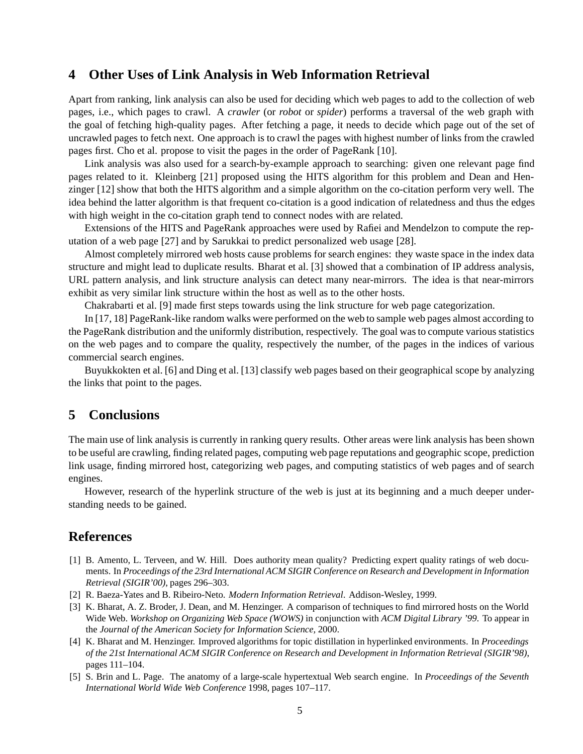## 4 Other Uses of Link Analysis in Web Information Retrieval

Apart from ranking, link analysis can also be used for deciding which web pages to add to the collection of web pages, i.e., which pages to crawl. A *crawler* (or *robot* or *spider*) performs a traversal of the web graph with the goal of fetching high-quality pages. After fetching a page, it needs to decide which page out of the set of uncrawled pages to fetch next. One approach is to crawl the pages with highest number of links from the crawled pages first. Cho et al. propose to visit the pages in the order of PageRank [10].

Link analysis was also used for a search-by-example approach to searching: given one relevant page find pages related to it. Kleinberg [21] proposed using the HITS algorithm for this problem and Dean and Henzinger [12] show that both the HITS algorithm and a simple algorithm on the co-citation perform very well. The idea behind the latter algorithm is that frequent co-citation is a good indication of relatedness and thus the edges with high weight in the co-citation graph tend to connect nodes with are related.

Extensions of the HITS and PageRank approaches were used by Rafiei and Mendelzon to compute the reputation of a web page [27] and by Sarukkai to predict personalized web usage [28].

Almost completely mirrored web hosts cause problems for search engines: they waste space in the index data structure and might lead to duplicate results. Bharat et al. [3] showed that a combination of IP address analysis, URL pattern analysis, and link structure analysis can detect many near-mirrors. The idea is that near-mirrors exhibit as very similar link structure within the host as well as to the other hosts.

Chakrabarti et al. [9] made first steps towards using the link structure for web page categorization.

In [17, 18] PageRank-like random walks were performed on the web to sample web pages almost according to the PageRank distribution and the uniformly distribution, respectively. The goal was to compute various statistics on the web pages and to compare the quality, respectively the number, of the pages in the indices of various commercial search engines.

Buyukkokten et al. [6] and Ding et al. [13] classify web pages based on their geographical scope by analyzing the links that point to the pages.

## 5 Conclusions

The main use of link analysis is currently in ranking query results. Other areas were link analysis has been shown to be useful are crawling, finding related pages, computing web page reputations and geographic scope, prediction link usage, finding mirrored host, categorizing web pages, and computing statistics of web pages and of search engines.

However, research of the hyperlink structure of the web is just at its beginning and a much deeper understanding needs to be gained.

## References

[1] B. Amento, L. Terveen, and W. Hill. Does authority mean quality? Predicting expert quality ratings of web documents. In *Proceedings of the 23rd International ACM SIGIR Conference on Research and Development in Information Retrieval (SIGIR'00)*, pages 296–303.

[2] R. Baeza-Yates and B. Ribeiro-Neto. *Modern Information Retrieval*. Addison-Wesley, 1999.

[3] K. Bharat, A. Z. Broder, J. Dean, and M. Henzinger. A comparison of techniques to find mirrored hosts on the World Wide Web. *Workshop on Organizing Web Space (WOWS)* in conjunction with *ACM Digital Library '99.* To appear in the *Journal of the American Society for Information Science,* 2000.

[4] K. Bharat and M. Henzinger. Improved algorithms for topic distillation in hyperlinked environments. In *Proceedings of the 21st International ACM SIGIR Conference on Research and Development in Information Retrieval (SIGIR'98),* pages 111–104.

[5] S. Brin and L. Page. The anatomy of a large-scale hypertextual Web search engine. In *Proceedings of the Seventh International World Wide Web Conference* 1998, pages 107–117.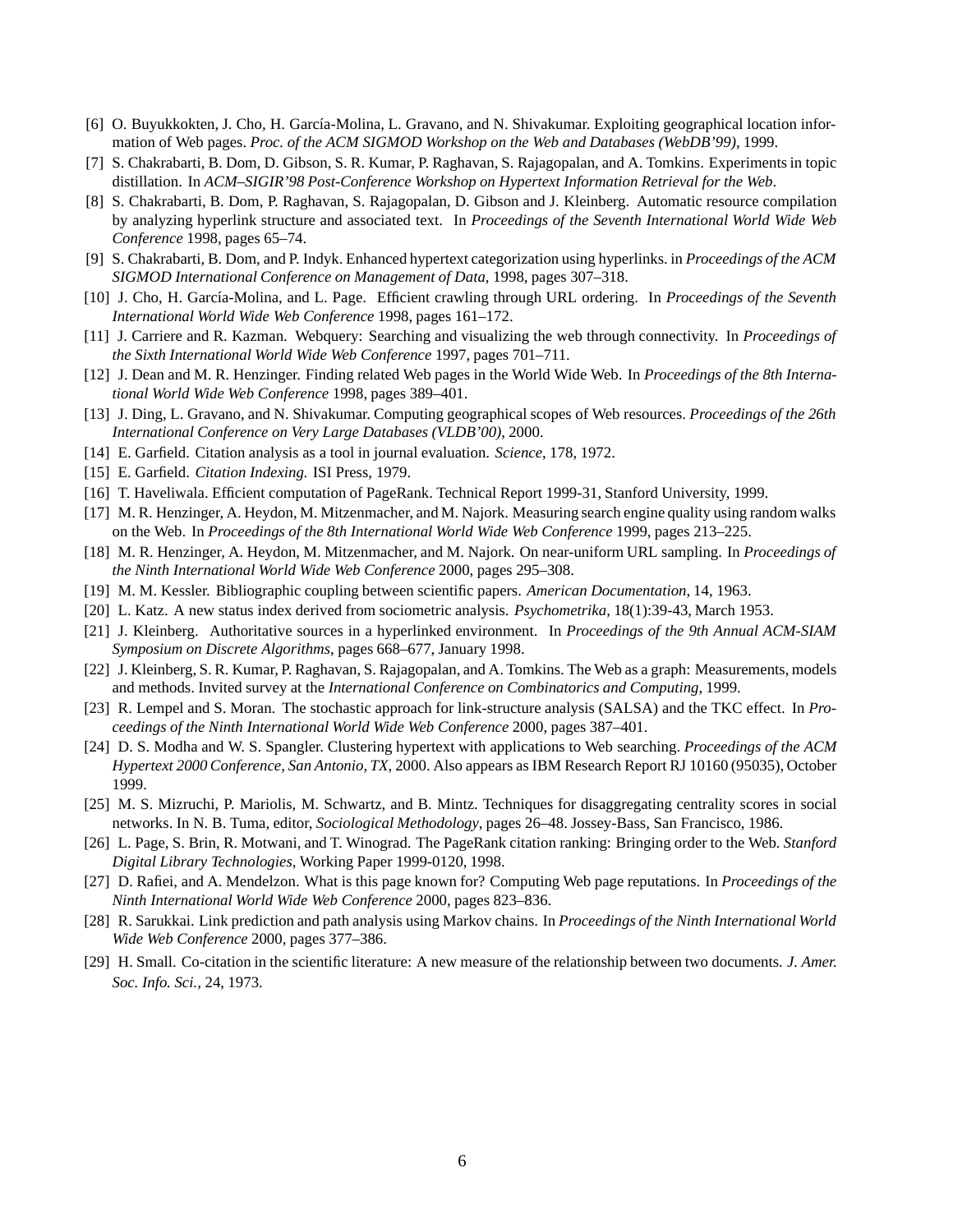[6] O. Buyukkokten, J. Cho, H. García-Molina, L. Gravano, and N. Shivakumar. Exploiting geographical location information of Web pages. *Proc. of the ACM SIGMOD Workshop on the Web and Databases (WebDB'99)*, 1999.

[7] S. Chakrabarti, B. Dom, D. Gibson, S. R. Kumar, P. Raghavan, S. Rajagopalan, and A. Tomkins. Experiments in topic distillation. In *ACM–SIGIR'98 Post-Conference Workshop on Hypertext Information Retrieval for the Web*.

[8] S. Chakrabarti, B. Dom, P. Raghavan, S. Rajagopalan, D. Gibson and J. Kleinberg. Automatic resource compilation by analyzing hyperlink structure and associated text. In *Proceedings of the Seventh International World Wide Web Conference* 1998, pages 65–74.

[9] S. Chakrabarti, B. Dom, and P. Indyk. Enhanced hypertext categorization using hyperlinks. in *Proceedings of the ACM SIGMOD International Conference on Management of Data*, 1998, pages 307–318.

[10] J. Cho, H. García-Molina, and L. Page. Efficient crawling through URL ordering. In *Proceedings of the Seventh International World Wide Web Conference* 1998, pages 161–172.

[11] J. Carriere and R. Kazman. Webquery: Searching and visualizing the web through connectivity. In *Proceedings of the Sixth International World Wide Web Conference* 1997, pages 701–711.

[12] J. Dean and M. R. Henzinger. Finding related Web pages in the World Wide Web. In *Proceedings of the 8th International World Wide Web Conference* 1998, pages 389–401.

[13] J. Ding, L. Gravano, and N. Shivakumar. Computing geographical scopes of Web resources. *Proceedings of the 26th International Conference on Very Large Databases (VLDB'00)*, 2000.

[14] E. Garfield. Citation analysis as a tool in journal evaluation. *Science*, 178, 1972.

[15] E. Garfield. *Citation Indexing.* ISI Press, 1979.

[16] T. Haveliwala. Efficient computation of PageRank. Technical Report 1999-31, Stanford University, 1999.

[17] M. R. Henzinger, A. Heydon, M. Mitzenmacher, and M. Najork. Measuring search engine quality using random walks on the Web. In *Proceedings of the 8th International World Wide Web Conference* 1999, pages 213–225.

[18] M. R. Henzinger, A. Heydon, M. Mitzenmacher, and M. Najork. On near-uniform URL sampling. In *Proceedings of the Ninth International World Wide Web Conference* 2000, pages 295–308.

[19] M. M. Kessler. Bibliographic coupling between scientific papers. *American Documentation*, 14, 1963.

[20] L. Katz. A new status index derived from sociometric analysis. *Psychometrika*, 18(1):39-43, March 1953.

[21] J. Kleinberg. Authoritative sources in a hyperlinked environment. In *Proceedings of the 9th Annual ACM-SIAM Symposium on Discrete Algorithms*, pages 668–677, January 1998.

[22] J. Kleinberg, S. R. Kumar, P. Raghavan, S. Rajagopalan, and A. Tomkins. The Web as a graph: Measurements, models and methods. Invited survey at the *International Conference on Combinatorics and Computing*, 1999.

[23] R. Lempel and S. Moran. The stochastic approach for link-structure analysis (SALSA) and the TKC effect. In *Proceedings of the Ninth International World Wide Web Conference* 2000, pages 387–401.

[24] D. S. Modha and W. S. Spangler. Clustering hypertext with applications to Web searching. *Proceedings of the ACM Hypertext 2000 Conference, San Antonio, TX*, 2000. Also appears as IBM Research Report RJ 10160 (95035), October 1999.

[25] M. S. Mizruchi, P. Mariolis, M. Schwartz, and B. Mintz. Techniques for disaggregating centrality scores in social networks. In N. B. Tuma, editor, *Sociological Methodology*, pages 26–48. Jossey-Bass, San Francisco, 1986.

[26] L. Page, S. Brin, R. Motwani, and T. Winograd. The PageRank citation ranking: Bringing order to the Web. *Stanford Digital Library Technologies*, Working Paper 1999-0120, 1998.

[27] D. Rafiei, and A. Mendelzon. What is this page known for? Computing Web page reputations. In *Proceedings of the Ninth International World Wide Web Conference* 2000, pages 823–836.

[28] R. Sarukkai. Link prediction and path analysis using Markov chains. In *Proceedings of the Ninth International World Wide Web Conference* 2000, pages 377–386.

[29] H. Small. Co-citation in the scientific literature: A new measure of the relationship between two documents. *J. Amer. Soc. Info. Sci.*, 24, 1973.